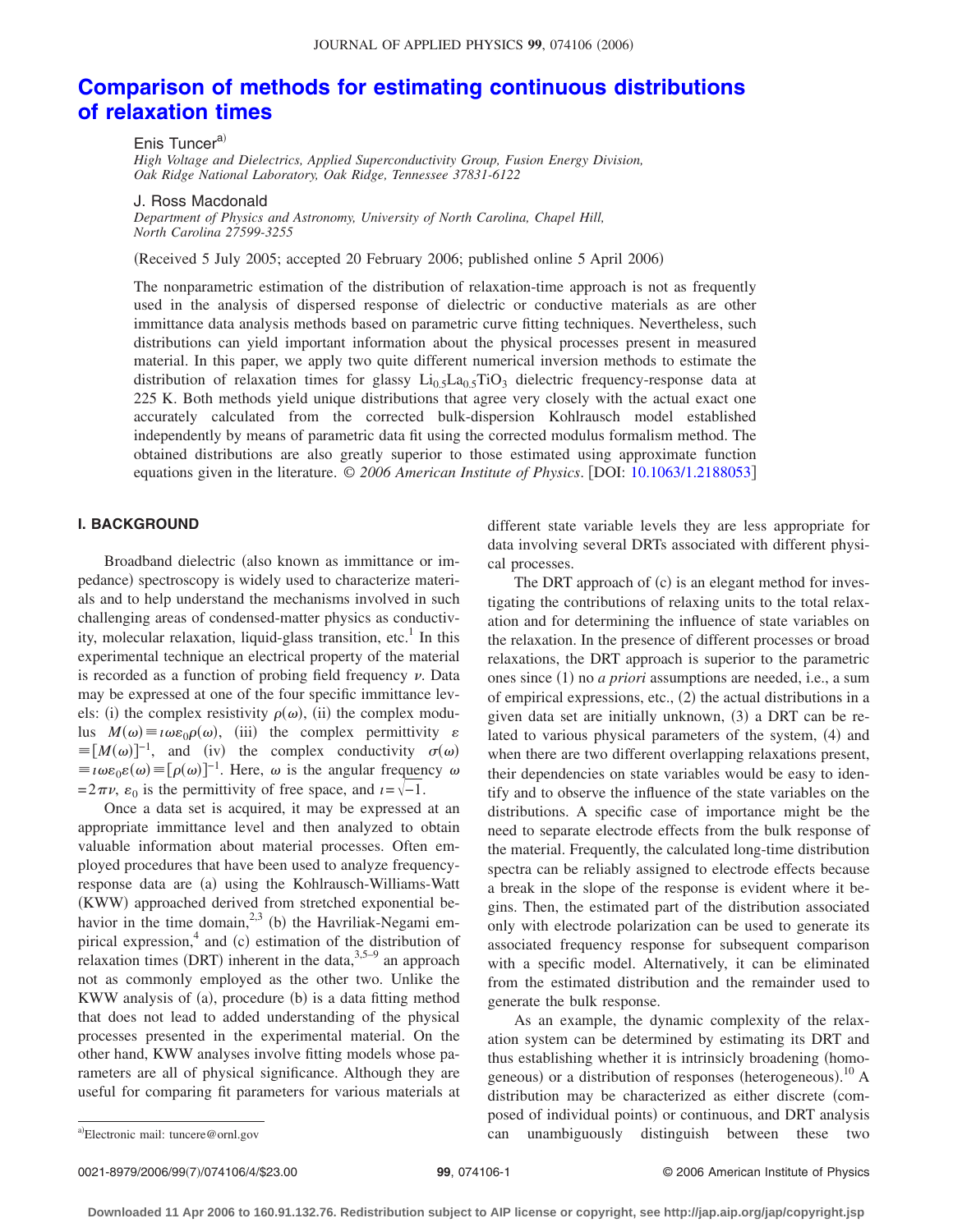# Comparison of methods for estimating continuous distributions of relaxation times

Enis Tuncer[a]

*High Voltage and Dielectrics, Applied Superconductivity Group, Fusion Energy Division, Oak Ridge National Laboratory, Oak Ridge, Tennessee 37831-6122*

J. Ross Macdonald

*Department of Physics and Astronomy, University of North Carolina, Chapel Hill, North Carolina 27599-3255*

(Received 5 July 2005; accepted 20 February 2006; published online 5 April 2006)

The nonparametric estimation of the distribution of relaxation-time approach is not as frequently used in the analysis of dispersed response of dielectric or conductive materials as are other immittance data analysis methods based on parametric curve fitting techniques. Nevertheless, such distributions can yield important information about the physical processes present in measured material. In this paper, we apply two quite different numerical inversion methods to estimate the distribution of relaxation times for glassy $Li_{0.5}La_{0.5}TiO_3$ dielectric frequency-response data at 225 K. Both methods yield unique distributions that agree very closely with the actual exact one accurately calculated from the corrected bulk-dispersion Kohlrausch model established independently by means of parametric data fit using the corrected modulus formalism method. The obtained distributions are also greatly superior to those estimated using approximate function equations given in the literature. *© 2006 American Institute of Physics*. [DOI: 10.1063/1.2188053]

## I. BACKGROUND

Broadband dielectric (also known as immittance or impedance) spectroscopy is widely used to characterize materials and to help understand the mechanisms involved in such challenging areas of condensed-matter physics as conductivity, molecular relaxation, liquid-glass transition, etc.[1] In this experimental technique an electrical property of the material is recorded as a function of probing field frequency $\nu$. Data may be expressed at one of the four specific immittance levels: (i) the complex resistivity $\rho(\omega)$, (ii) the complex modulus $M(\omega)\equiv \imath\omega\varepsilon_0\rho(\omega)$, (iii) the complex permittivity $\varepsilon \equiv [M(\omega)]^{-1}$, and (iv) the complex conductivity $\sigma(\omega) \equiv \imath\omega\varepsilon_0\varepsilon(\omega)\equiv[\rho(\omega)]^{-1}$. Here, $\omega$ is the angular frequency $\omega = 2\pi\nu$, $\varepsilon_0$ is the permittivity of free space, and $\imath=\sqrt{-1}$.

Once a data set is acquired, it may be expressed at an appropriate immittance level and then analyzed to obtain valuable information about material processes. Often employed procedures that have been used to analyze frequency-response data are (a) using the Kohlrausch-Williams-Watt (KWW) approached derived from stretched exponential behavior in the time domain,[2,3] (b) the Havriliak-Negami empirical expression,[4] and (c) estimation of the distribution of relaxation times (DRT) inherent in the data,[3,5–9] an approach not as commonly employed as the other two. Unlike the KWW analysis of (a), procedure (b) is a data fitting method that does not lead to added understanding of the physical processes presented in the experimental material. On the other hand, KWW analyses involve fitting models whose parameters are all of physical significance. Although they are useful for comparing fit parameters for various materials at different state variable levels they are less appropriate for data involving several DRTs associated with different physical processes.

The DRT approach of (c) is an elegant method for investigating the contributions of relaxing units to the total relaxation and for determining the influence of state variables on the relaxation. In the presence of different processes or broad relaxations, the DRT approach is superior to the parametric ones since (1) no *a priori* assumptions are needed, i.e., a sum of empirical expressions, etc., (2) the actual distributions in a given data set are initially unknown, (3) a DRT can be related to various physical parameters of the system, (4) and when there are two different overlapping relaxations present, their dependencies on state variables would be easy to identify and to observe the influence of the state variables on the distributions. A specific case of importance might be the need to separate electrode effects from the bulk response of the material. Frequently, the calculated long-time distribution spectra can be reliably assigned to electrode effects because a break in the slope of the response is evident where it begins. Then, the estimated part of the distribution associated only with electrode polarization can be used to generate its associated frequency response for subsequent comparison with a specific model. Alternatively, it can be eliminated from the estimated distribution and the remainder used to generate the bulk response.

As an example, the dynamic complexity of the relaxation system can be determined by estimating its DRT and thus establishing whether it is intrinsically broadening (homogeneous) or a distribution of responses (heterogeneous).[10] A distribution may be characterized as either discrete (composed of individual points) or continuous, and DRT analysis can unambiguously distinguish between these two

[a]Electronic mail: tuncere@ornl.gov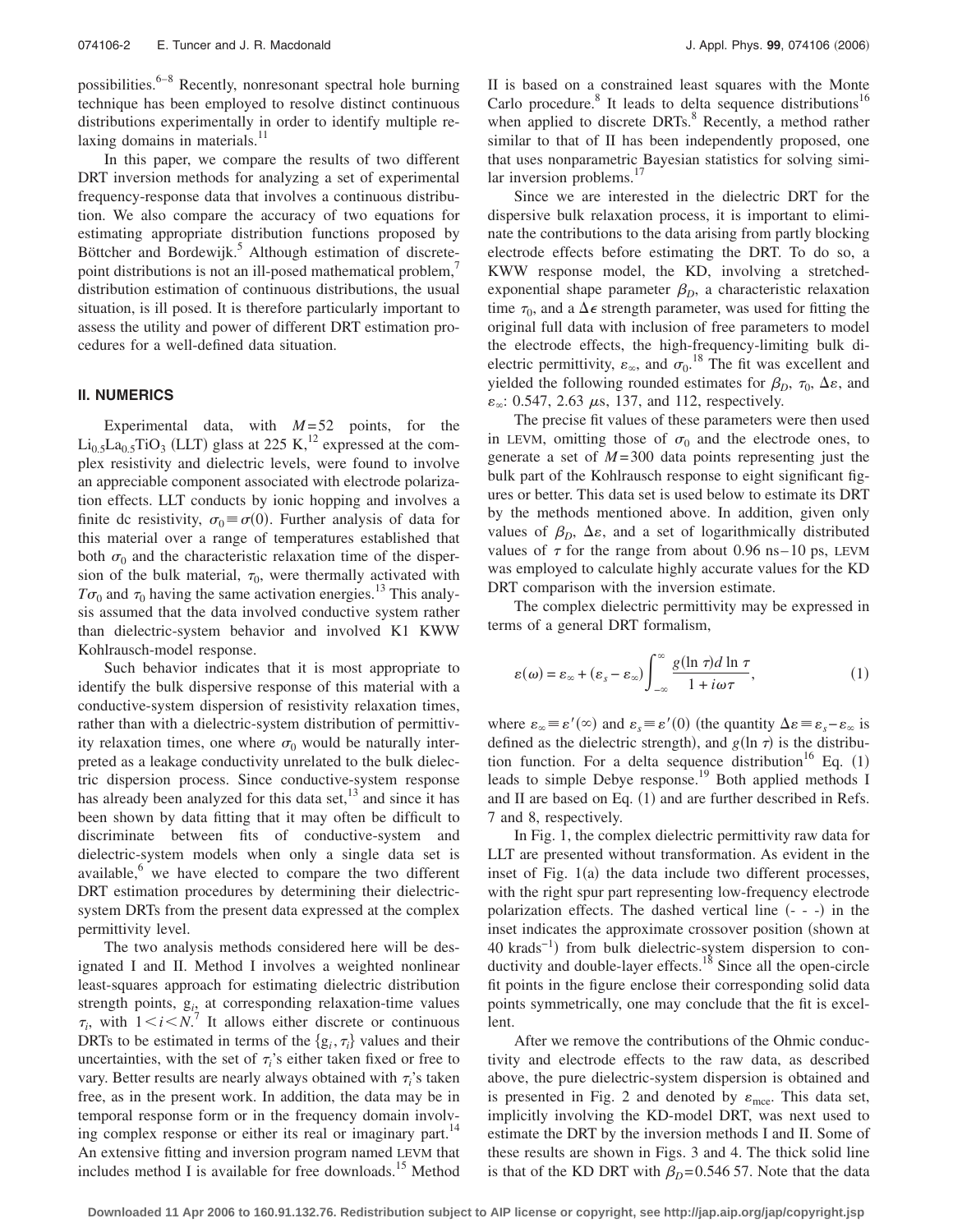possibilities.[6–8] Recently, nonresonant spectral hole burning technique has been employed to resolve distinct continuous distributions experimentally in order to identify multiple relaxing domains in materials.[11]

In this paper, we compare the results of two different DRT inversion methods for analyzing a set of experimental frequency-response data that involves a continuous distribution. We also compare the accuracy of two equations for estimating appropriate distribution functions proposed by Böttcher and Bordewijk.[5] Although estimation of discrete-point distributions is not an ill-posed mathematical problem,[7] distribution estimation of continuous distributions, the usual situation, is ill posed. It is therefore particularly important to assess the utility and power of different DRT estimation procedures for a well-defined data situation.

## II. NUMERICS

Experimental data, with $M=52$ points, for the $Li_{0.5}La_{0.5}TiO_3$ (LLT) glass at 225 K,[12] expressed at the complex resistivity and dielectric levels, were found to involve an appreciable component associated with electrode polarization effects. LLT conducts by ionic hopping and involves a finite dc resistivity, $\sigma_0 \equiv \sigma(0)$. Further analysis of data for this material over a range of temperatures established that both $\sigma_0$ and the characteristic relaxation time of the dispersion of the bulk material, $\tau_0$, were thermally activated with $T\sigma_0$ and $\tau_0$ having the same activation energies.[13] This analysis assumed that the data involved conductive system rather than dielectric-system behavior and involved K1 KWW Kohlrausch-model response.

Such behavior indicates that it is most appropriate to identify the bulk dispersive response of this material with a conductive-system dispersion of resistivity relaxation times, rather than with a dielectric-system distribution of permittivity relaxation times, one where $\sigma_0$ would be naturally interpreted as a leakage conductivity unrelated to the bulk dielectric dispersion process. Since conductive-system response has already been analyzed for this data set,[13] and since it has been shown by data fitting that it may often be difficult to discriminate between fits of conductive-system and dielectric-system models when only a single data set is available,[6] we have elected to compare the two different DRT estimation procedures by determining their dielectric-system DRTs from the present data expressed at the complex permittivity level.

The two analysis methods considered here will be designated I and II. Method I involves a weighted nonlinear least-squares approach for estimating dielectric distribution strength points, $g_i$, at corresponding relaxation-time values $\tau_i$, with $1<i<N$.[7] It allows either discrete or continuous DRTs to be estimated in terms of the $\{g_i, \tau_i\}$ values and their uncertainties, with the set of $\tau_i$'s either taken fixed or free to vary. Better results are nearly always obtained with $\tau_i$'s taken free, as in the present work. In addition, the data may be in temporal response form or in the frequency domain involving complex response or either its real or imaginary part.[14] An extensive fitting and inversion program named LEVM that includes method I is available for free downloads.[15] Method II is based on a constrained least squares with the Monte Carlo procedure.[8] It leads to delta sequence distributions[16] when applied to discrete DRTs.[8] Recently, a method rather similar to that of II has been independently proposed, one that uses nonparametric Bayesian statistics for solving similar inversion problems.[17]

Since we are interested in the dielectric DRT for the dispersive bulk relaxation process, it is important to eliminate the contributions to the data arising from partly blocking electrode effects before estimating the DRT. To do so, a KWW response model, the KD, involving a stretched-exponential shape parameter $\beta_D$, a characteristic relaxation time $\tau_0$, and a $\Delta\epsilon$ strength parameter, was used for fitting the original full data with inclusion of free parameters to model the electrode effects, the high-frequency-limiting bulk dielectric permittivity, $\varepsilon_\infty$, and $\sigma_0$.[18] The fit was excellent and yielded the following rounded estimates for $\beta_D$, $\tau_0$, $\Delta\varepsilon$, and $\varepsilon_\infty$: 0.547, 2.63 $\mu$s, 137, and 112, respectively.

The precise fit values of these parameters were then used in LEVM, omitting those of $\sigma_0$ and the electrode ones, to generate a set of $M=300$ data points representing just the bulk part of the Kohlrausch response to eight significant figures or better. This data set is used below to estimate its DRT by the methods mentioned above. In addition, given only values of $\beta_D$, $\Delta\varepsilon$, and a set of logarithmically distributed values of $\tau$ for the range from about 0.96 ns–10 ps, LEVM was employed to calculate highly accurate values for the KD DRT comparison with the inversion estimate.

The complex dielectric permittivity may be expressed in terms of a general DRT formalism,

$$\varepsilon(\omega) = \varepsilon_\infty + (\varepsilon_s - \varepsilon_\infty)\int_{-\infty}^{\infty} \frac{g(\ln \tau) d \ln \tau}{1 + i\omega\tau}, \tag{1}$$

where $\varepsilon_\infty \equiv \varepsilon'(\infty)$ and $\varepsilon_s \equiv \varepsilon'(0)$ (the quantity $\Delta\varepsilon \equiv \varepsilon_s - \varepsilon_\infty$ is defined as the dielectric strength), and $g(\ln \tau)$ is the distribution function. For a delta sequence distribution[16] Eq. (1) leads to simple Debye response.[19] Both applied methods I and II are based on Eq. (1) and are further described in Refs. 7 and 8, respectively.

In Fig. 1, the complex dielectric permittivity raw data for LLT are presented without transformation. As evident in the inset of Fig. 1(a) the data include two different processes, with the right spur part representing low-frequency electrode polarization effects. The dashed vertical line (- - -) in the inset indicates the approximate crossover position (shown at 40 krads$^{-1}$) from bulk dielectric-system dispersion to conductivity and double-layer effects.[18] Since all the open-circle fit points in the figure enclose their corresponding solid data points symmetrically, one may conclude that the fit is excellent.

After we remove the contributions of the Ohmic conductivity and electrode effects to the raw data, as described above, the pure dielectric-system dispersion is obtained and is presented in Fig. 2 and denoted by $\varepsilon_{\text{mce}}$. This data set, implicitly involving the KD-model DRT, was next used to estimate the DRT by the inversion methods I and II. Some of these results are shown in Figs. 3 and 4. The thick solid line is that of the KD DRT with $\beta_D = 0.546\,57$. Note that the data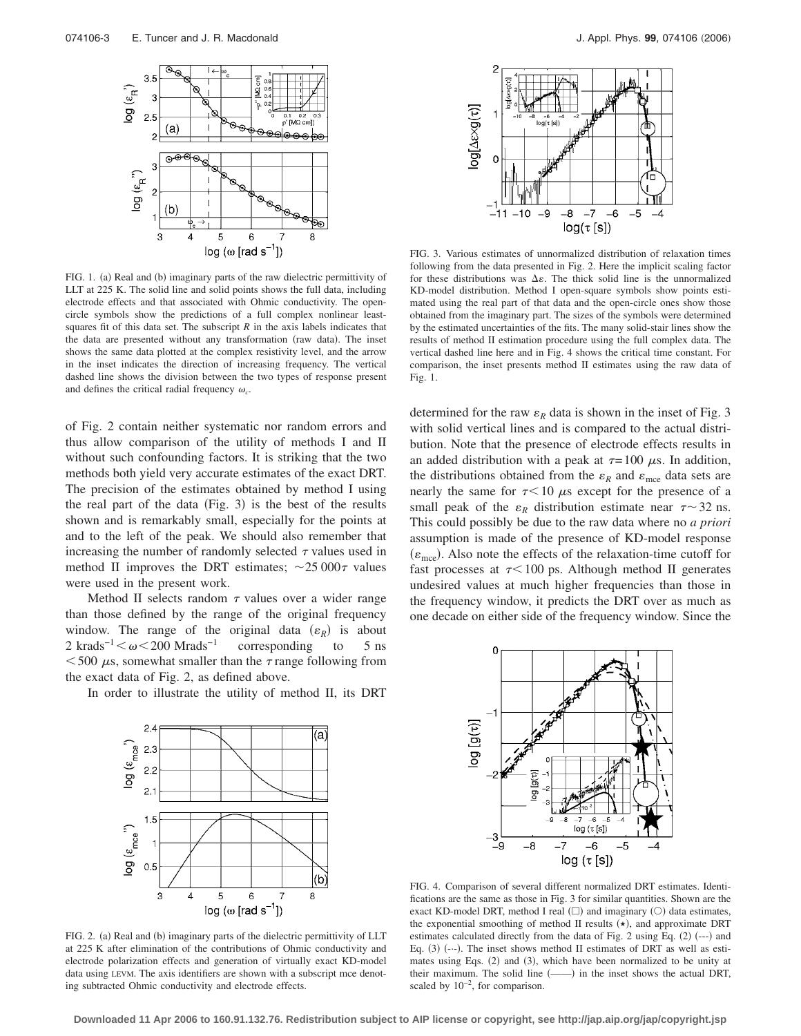FIG. 1. (a) Real and (b) imaginary parts of the raw dielectric permittivity of LLT at 225 K. The solid line and solid points shows the full data, including electrode effects and that associated with Ohmic conductivity. The open-circle symbols show the predictions of a full complex nonlinear least-squares fit of this data set. The subscript $R$ in the axis labels indicates that the data are presented without any transformation (raw data). The inset shows the same data plotted at the complex resistivity level, and the arrow in the inset indicates the direction of increasing frequency. The vertical dashed line shows the division between the two types of response present and defines the critical radial frequency $\omega_c$.

of Fig. 2 contain neither systematic nor random errors and thus allow comparison of the utility of methods I and II without such confounding factors. It is striking that the two methods both yield very accurate estimates of the exact DRT. The precision of the estimates obtained by method I using the real part of the data (Fig. 3) is the best of the results shown and is remarkably small, especially for the points at and to the left of the peak. We should also remember that increasing the number of randomly selected $\tau$ values used in method II improves the DRT estimates; $\sim 25\,000\tau$ values were used in the present work.

Method II selects random $\tau$ values over a wider range than those defined by the range of the original frequency window. The range of the original data ($\varepsilon_R$) is about $2\ \text{krads}^{-1} < \omega < 200\ \text{Mrads}^{-1}$ corresponding to $5\ \text{ns} < 500\ \mu\text{s}$, somewhat smaller than the $\tau$ range following from the exact data of Fig. 2, as defined above.

In order to illustrate the utility of method II, its DRT determined for the raw $\varepsilon_R$ data is shown in the inset of Fig. 3 with solid vertical lines and is compared to the actual distribution. Note that the presence of electrode effects results in an added distribution with a peak at $\tau = 100\ \mu\text{s}$. In addition, the distributions obtained from the $\varepsilon_R$ and $\varepsilon_{\text{mce}}$ data sets are nearly the same for $\tau < 10\ \mu\text{s}$ except for the presence of a small peak of the $\varepsilon_R$ distribution estimate near $\tau \sim 32$ ns. This could possibly be due to the raw data where no *a priori* assumption is made of the presence of KD-model response ($\varepsilon_{\text{mce}}$). Also note the effects of the relaxation-time cutoff for fast processes at $\tau < 100$ ps. Although method II generates undesired values at much higher frequencies than those in the frequency window, it predicts the DRT over as much as one decade on either side of the frequency window. Since the

FIG. 2. (a) Real and (b) imaginary parts of the dielectric permittivity of LLT at 225 K after elimination of the contributions of Ohmic conductivity and electrode polarization effects and generation of virtually exact KD-model data using LEVM. The axis identifiers are shown with a subscript mce denoting subtracted Ohmic conductivity and electrode effects.

FIG. 3. Various estimates of unnormalized distribution of relaxation times following from the data presented in Fig. 2. Here the implicit scaling factor for these distributions was $\Delta\varepsilon$. The thick solid line is the unnormalized KD-model distribution. Method I open-square symbols show points estimated using the real part of that data and the open-circle ones show those obtained from the imaginary part. The sizes of the symbols were determined by the estimated uncertainties of the fits. The many solid-stair lines show the results of method II estimation procedure using the full complex data. The vertical dashed line here and in Fig. 4 shows the critical time constant. For comparison, the inset presents method II estimates using the raw data of Fig. 1.

FIG. 4. Comparison of several different normalized DRT estimates. Identifications are the same as those in Fig. 3 for similar quantities. Shown are the exact KD-model DRT, method I real (□) and imaginary (○) data estimates, the exponential smoothing of method II results (⋆), and approximate DRT estimates calculated directly from the data of Fig. 2 using Eq. (2) (---) and Eq. (3) (-·-). The inset shows method II estimates of DRT as well as estimates using Eqs. (2) and (3), which have been normalized to be unity at their maximum. The solid line (——) in the inset shows the actual DRT, scaled by $10^{-2}$, for comparison.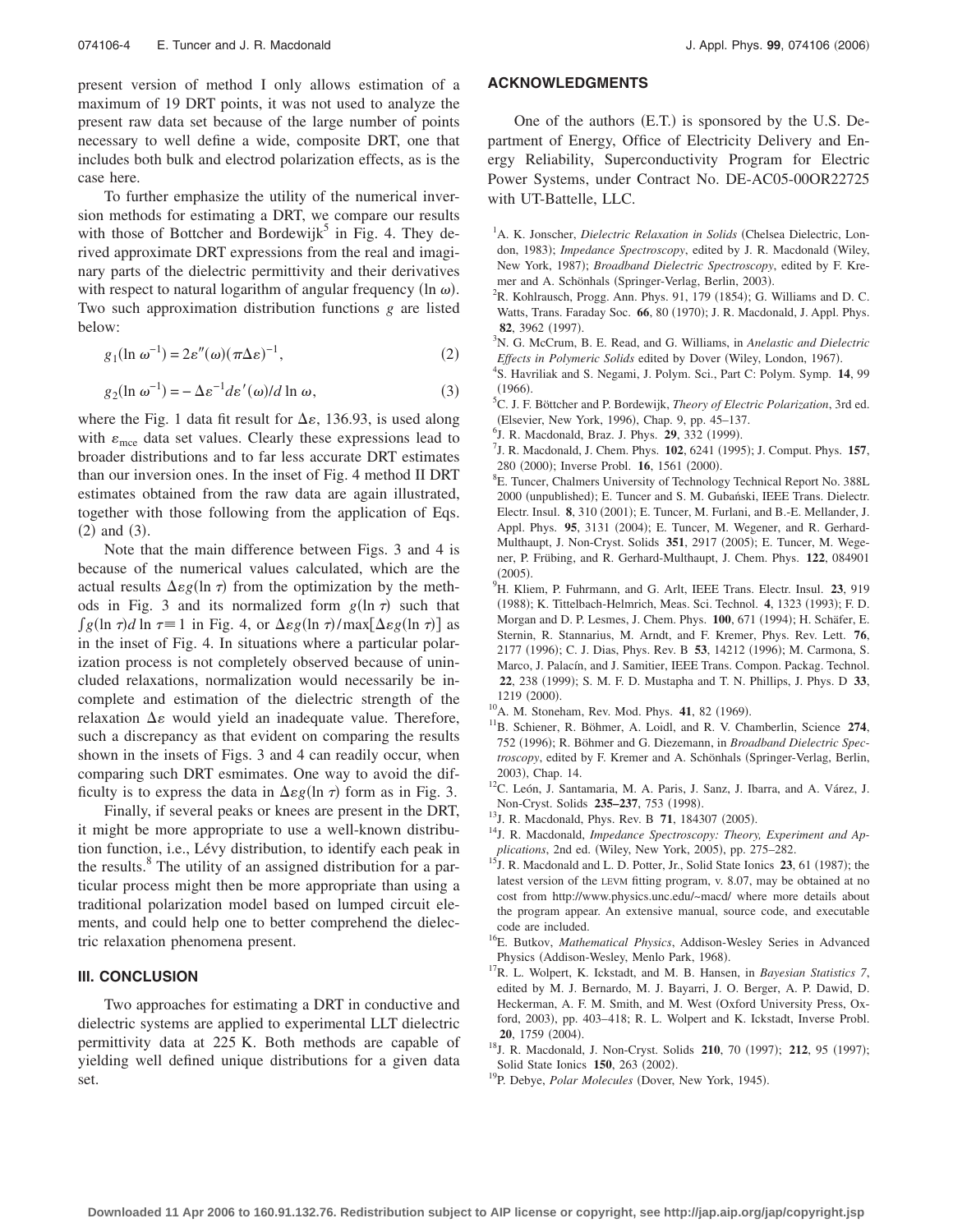present version of method I only allows estimation of a maximum of 19 DRT points, it was not used to analyze the present raw data set because of the large number of points necessary to well define a wide, composite DRT, one that includes both bulk and electrod polarization effects, as is the case here.

To further emphasize the utility of the numerical inversion methods for estimating a DRT, we compare our results with those of Bottcher and Bordewijk[5] in Fig. 4. They derived approximate DRT expressions from the real and imaginary parts of the dielectric permittivity and their derivatives with respect to natural logarithm of angular frequency ($\ln \omega$). Two such approximation distribution functions $g$ are listed below:

$$g_1(\ln \omega^{-1}) = 2\varepsilon''(\omega)(\pi\Delta\varepsilon)^{-1}, \tag{2}$$

$$g_2(\ln \omega^{-1}) = -\Delta\varepsilon^{-1} d\varepsilon'(\omega)/d \ln \omega, \tag{3}$$

where the Fig. 1 data fit result for $\Delta\varepsilon$, 136.93, is used along with $\varepsilon_{mce}$ data set values. Clearly these expressions lead to broader distributions and to far less accurate DRT estimates than our inversion ones. In the inset of Fig. 4 method II DRT estimates obtained from the raw data are again illustrated, together with those following from the application of Eqs. (2) and (3).

Note that the main difference between Figs. 3 and 4 is because of the numerical values calculated, which are the actual results $\Delta\varepsilon g(\ln \tau)$ from the optimization by the methods in Fig. 3 and its normalized form $g(\ln \tau)$ such that $\int g(\ln \tau) d \ln \tau \equiv 1$ in Fig. 4, or $\Delta\varepsilon g(\ln \tau)/\max[\Delta\varepsilon g(\ln \tau)]$ as in the inset of Fig. 4. In situations where a particular polarization process is not completely observed because of unincluded relaxations, normalization would necessarily be incomplete and estimation of the dielectric strength of the relaxation $\Delta\varepsilon$ would yield an inadequate value. Therefore, such a discrepancy as that evident on comparing the results shown in the insets of Figs. 3 and 4 can readily occur, when comparing such DRT esmimates. One way to avoid the difficulty is to express the data in $\Delta\varepsilon g(\ln \tau)$ form as in Fig. 3.

Finally, if several peaks or knees are present in the DRT, it might be more appropriate to use a well-known distribution function, i.e., Lévy distribution, to identify each peak in the results.[8] The utility of an assigned distribution for a particular process might then be more appropriate than using a traditional polarization model based on lumped circuit elements, and could help one to better comprehend the dielectric relaxation phenomena present.

## III. CONCLUSION

Two approaches for estimating a DRT in conductive and dielectric systems are applied to experimental LLT dielectric permittivity data at 225 K. Both methods are capable of yielding well defined unique distributions for a given data set.

## ACKNOWLEDGMENTS

One of the authors (E.T.) is sponsored by the U.S. Department of Energy, Office of Electricity Delivery and Energy Reliability, Superconductivity Program for Electric Power Systems, under Contract No. DE-AC05-00OR22725 with UT-Battelle, LLC.

[1] A. K. Jonscher, *Dielectric Relaxation in Solids* (Chelsea Dielectric, London, 1983); *Impedance Spectroscopy*, edited by J. R. Macdonald (Wiley, New York, 1987); *Broadband Dielectric Spectroscopy*, edited by F. Kremer and A. Schönhals (Springer-Verlag, Berlin, 2003).

[2] R. Kohlrausch, Progg. Ann. Phys. 91, 179 (1854); G. Williams and D. C. Watts, Trans. Faraday Soc. **66**, 80 (1970); J. R. Macdonald, J. Appl. Phys. **82**, 3962 (1997).

[3] N. G. McCrum, B. E. Read, and G. Williams, in *Anelastic and Dielectric Effects in Polymeric Solids* edited by Dover (Wiley, London, 1967).

[4] S. Havriliak and S. Negami, J. Polym. Sci., Part C: Polym. Symp. **14**, 99 (1966).

[5] C. J. F. Böttcher and P. Bordewijk, *Theory of Electric Polarization*, 3rd ed. (Elsevier, New York, 1996), Chap. 9, pp. 45–137.

[6] J. R. Macdonald, Braz. J. Phys. **29**, 332 (1999).

[7] J. R. Macdonald, J. Chem. Phys. **102**, 6241 (1995); J. Comput. Phys. **157**, 280 (2000); Inverse Probl. **16**, 1561 (2000).

[8] E. Tuncer, Chalmers University of Technology Technical Report No. 388L 2000 (unpublished); E. Tuncer and S. M. Gubański, IEEE Trans. Dielectr. Electr. Insul. **8**, 310 (2001); E. Tuncer, M. Furlani, and B.-E. Mellander, J. Appl. Phys. **95**, 3131 (2004); E. Tuncer, M. Wegener, and R. Gerhard-Multhaupt, J. Non-Cryst. Solids **351**, 2917 (2005); E. Tuncer, M. Wegener, P. Frübing, and R. Gerhard-Multhaupt, J. Chem. Phys. **122**, 084901 (2005).

[9] H. Kliem, P. Fuhrmann, and G. Arlt, IEEE Trans. Electr. Insul. **23**, 919 (1988); K. Tittelbach-Helmrich, Meas. Sci. Technol. **4**, 1323 (1993); F. D. Morgan and D. P. Lesmes, J. Chem. Phys. **100**, 671 (1994); H. Schäfer, E. Sternin, R. Stannarius, M. Arndt, and F. Kremer, Phys. Rev. Lett. **76**, 2177 (1996); C. J. Dias, Phys. Rev. B **53**, 14212 (1996); M. Carmona, S. Marco, J. Palacín, and J. Samitier, IEEE Trans. Compon. Packag. Technol. **22**, 238 (1999); S. M. F. D. Mustapha and T. N. Phillips, J. Phys. D **33**, 1219 (2000).

[10] A. M. Stoneham, Rev. Mod. Phys. **41**, 82 (1969).

[11] B. Schiener, R. Böhmer, A. Loidl, and R. V. Chamberlin, Science **274**, 752 (1996); R. Böhmer and G. Diezemann, in *Broadband Dielectric Spectroscopy*, edited by F. Kremer and A. Schönhals (Springer-Verlag, Berlin, 2003), Chap. 14.

[12] C. León, J. Santamaria, M. A. Paris, J. Sanz, J. Ibarra, and A. Várez, J. Non-Cryst. Solids **235–237**, 753 (1998).

[13] J. R. Macdonald, Phys. Rev. B **71**, 184307 (2005).

[14] J. R. Macdonald, *Impedance Spectroscopy: Theory, Experiment and Applications*, 2nd ed. (Wiley, New York, 2005), pp. 275–282.

[15] J. R. Macdonald and L. D. Potter, Jr., Solid State Ionics **23**, 61 (1987); the latest version of the LEVM fitting program, v. 8.07, may be obtained at no cost from http://www.physics.unc.edu/~macd/ where more details about the program appear. An extensive manual, source code, and executable code are included.

[16] E. Butkov, *Mathematical Physics*, Addison-Wesley Series in Advanced Physics (Addison-Wesley, Menlo Park, 1968).

[17] R. L. Wolpert, K. Ickstadt, and M. B. Hansen, in *Bayesian Statistics 7*, edited by M. J. Bernardo, M. J. Bayarri, J. O. Berger, A. P. Dawid, D. Heckerman, A. F. M. Smith, and M. West (Oxford University Press, Oxford, 2003), pp. 403–418; R. L. Wolpert and K. Ickstadt, Inverse Probl. **20**, 1759 (2004).

[18] J. R. Macdonald, J. Non-Cryst. Solids **210**, 70 (1997); **212**, 95 (1997); Solid State Ionics **150**, 263 (2002).

[19] P. Debye, *Polar Molecules* (Dover, New York, 1945).